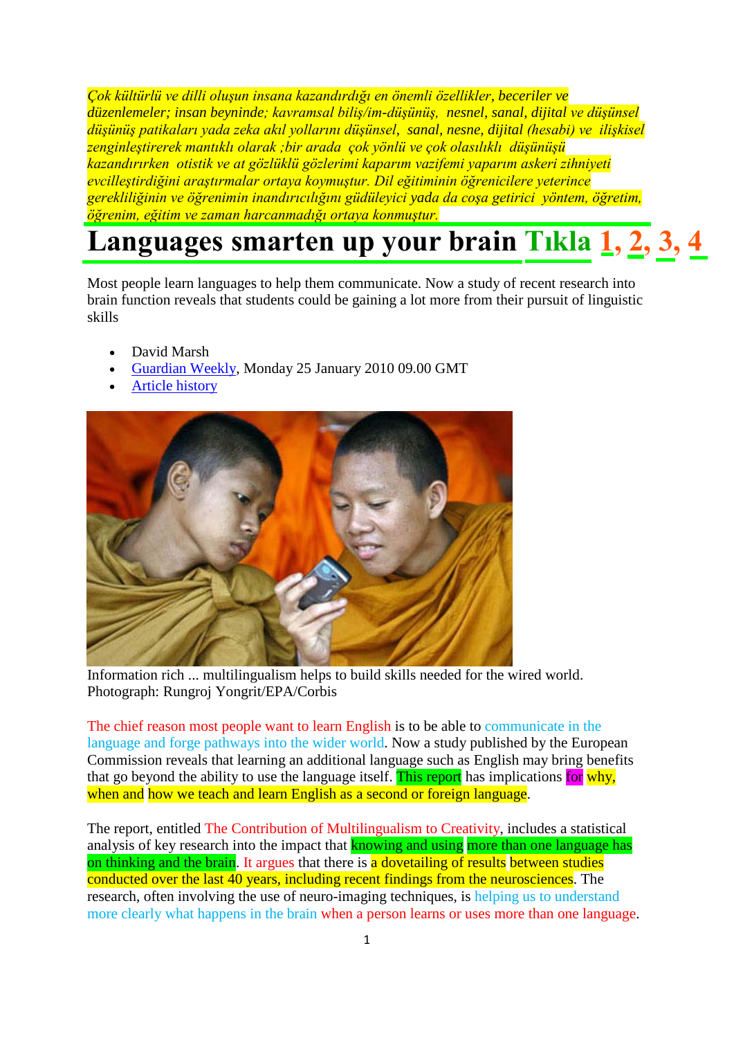*Çok kültürlü ve dilli oluşun insana kazandırdığı en önemli özellikler, beceriler ve düzenlemeler; insan beyninde; kavramsal biliş/im-düşünüş, nesnel, sanal, dijital ve düşünsel düşünüş patikaları yada zeka akıl yollarını düşünsel, sanal, nesne, dijital (hesabi) ve ilişkisel zenginleştirerek mantıklı olarak ;bir arada çok yönlü ve çok olasılıklı düşünüşü kazandırırken otistik ve at gözlüklü gözlerimi kaparım vazifemi yaparım askeri zihniyeti evcilleştirdiğini araştırmalar ortaya koymuştur. Dil eğitiminin öğrenicilere yeterince gerekliliğinin ve öğrenimin inandırıcılığını güdüleyici yada da coşa getirici yöntem, öğretim, öğrenim, eğitim ve zaman harcanmadığı ortaya konmuştur.*

# Languages smarten up your brain Tıkla 1, 2, 3, 4

Most people learn languages to help them communicate. Now a study of recent research into brain function reveals that students could be gaining a lot more from their pursuit of linguistic skills

- David Marsh
- Guardian Weekly, Monday 25 January 2010 09.00 GMT
- Article history

Information rich ... multilingualism helps to build skills needed for the wired world. Photograph: Rungroj Yongrit/EPA/Corbis

The chief reason most people want to learn English is to be able to communicate in the language and forge pathways into the wider world. Now a study published by the European Commission reveals that learning an additional language such as English may bring benefits that go beyond the ability to use the language itself. This report has implications for why, when and how we teach and learn English as a second or foreign language.

The report, entitled The Contribution of Multilingualism to Creativity, includes a statistical analysis of key research into the impact that knowing and using more than one language has on thinking and the brain. It argues that there is a dovetailing of results between studies conducted over the last 40 years, including recent findings from the neurosciences. The research, often involving the use of neuro-imaging techniques, is helping us to understand more clearly what happens in the brain when a person learns or uses more than one language.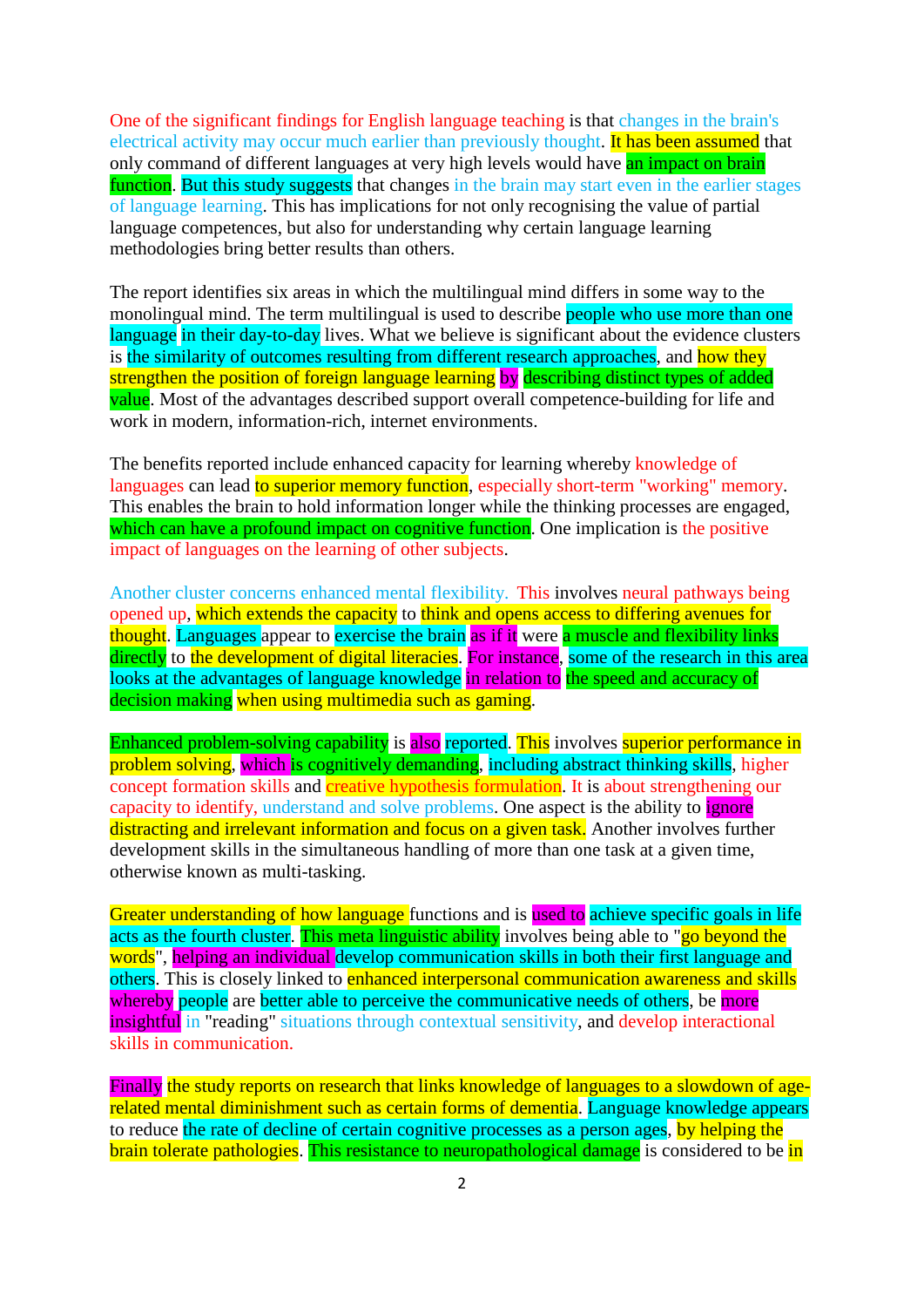One of the significant findings for English language teaching is that changes in the brain's electrical activity may occur much earlier than previously thought. It has been assumed that only command of different languages at very high levels would have an impact on brain function. But this study suggests that changes in the brain may start even in the earlier stages of language learning. This has implications for not only recognising the value of partial language competences, but also for understanding why certain language learning methodologies bring better results than others.

The report identifies six areas in which the multilingual mind differs in some way to the monolingual mind. The term multilingual is used to describe people who use more than one language in their day-to-day lives. What we believe is significant about the evidence clusters is the similarity of outcomes resulting from different research approaches, and how they strengthen the position of foreign language learning by describing distinct types of added value. Most of the advantages described support overall competence-building for life and work in modern, information-rich, internet environments.

The benefits reported include enhanced capacity for learning whereby knowledge of languages can lead to superior memory function, especially short-term "working" memory. This enables the brain to hold information longer while the thinking processes are engaged, which can have a profound impact on cognitive function. One implication is the positive impact of languages on the learning of other subjects.

Another cluster concerns enhanced mental flexibility. This involves neural pathways being opened up, which extends the capacity to think and opens access to differing avenues for thought. Languages appear to exercise the brain as if it were a muscle and flexibility links directly to the development of digital literacies. For instance, some of the research in this area looks at the advantages of language knowledge in relation to the speed and accuracy of decision making when using multimedia such as gaming.

Enhanced problem-solving capability is also reported. This involves superior performance in problem solving, which is cognitively demanding, including abstract thinking skills, higher concept formation skills and creative hypothesis formulation. It is about strengthening our capacity to identify, understand and solve problems. One aspect is the ability to ignore distracting and irrelevant information and focus on a given task. Another involves further development skills in the simultaneous handling of more than one task at a given time, otherwise known as multi-tasking.

Greater understanding of how language functions and is used to achieve specific goals in life acts as the fourth cluster. This meta linguistic ability involves being able to "go beyond the words", helping an individual develop communication skills in both their first language and others. This is closely linked to enhanced interpersonal communication awareness and skills whereby people are better able to perceive the communicative needs of others, be more insightful in "reading" situations through contextual sensitivity, and develop interactional skills in communication.

Finally the study reports on research that links knowledge of languages to a slowdown of age-related mental diminishment such as certain forms of dementia. Language knowledge appears to reduce the rate of decline of certain cognitive processes as a person ages, by helping the brain tolerate pathologies. This resistance to neuropathological damage is considered to be in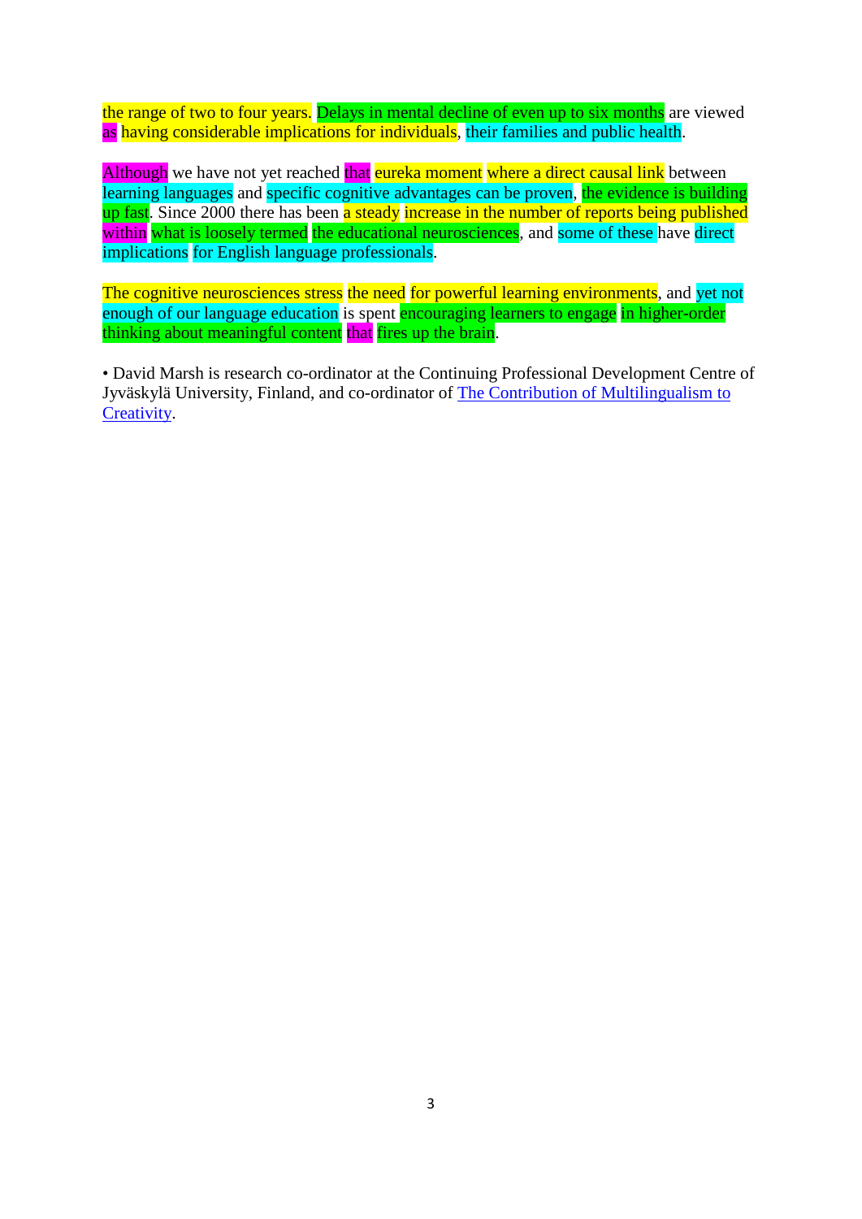the range of two to four years. Delays in mental decline of even up to six months are viewed as having considerable implications for individuals, their families and public health.

Although we have not yet reached that eureka moment where a direct causal link between learning languages and specific cognitive advantages can be proven, the evidence is building up fast. Since 2000 there has been a steady increase in the number of reports being published within what is loosely termed the educational neurosciences, and some of these have direct implications for English language professionals.

The cognitive neurosciences stress the need for powerful learning environments, and yet not enough of our language education is spent encouraging learners to engage in higher-order thinking about meaningful content that fires up the brain.

• David Marsh is research co-ordinator at the Continuing Professional Development Centre of Jyväskylä University, Finland, and co-ordinator of [The Contribution of Multilingualism to Creativity].